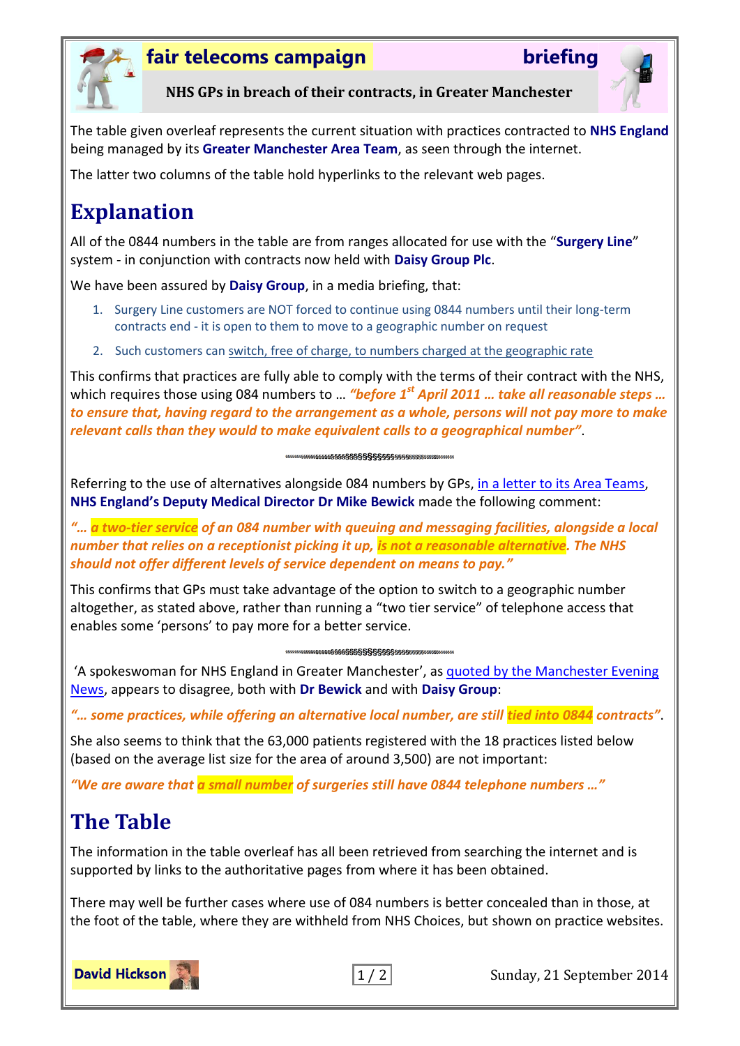# fair telecoms campaign — briefing

## NHS GPs in breach of their contracts, in Greater Manchester

The table given overleaf represents the current situation with practices contracted to **NHS England** being managed by its **Greater Manchester Area Team**, as seen through the internet.

The latter two columns of the table hold hyperlinks to the relevant web pages.

# Explanation

All of the 0844 numbers in the table are from ranges allocated for use with the "**Surgery Line**" system - in conjunction with contracts now held with **Daisy Group Plc**.

We have been assured by **Daisy Group**, in a media briefing, that:

1. Surgery Line customers are NOT forced to continue using 0844 numbers until their long-term contracts end - it is open to them to move to a geographic number on request
2. Such customers can switch, free of charge, to numbers charged at the geographic rate

This confirms that practices are fully able to comply with the terms of their contract with the NHS, which requires those using 084 numbers to … ***"before 1st April 2011 … take all reasonable steps … to ensure that, having regard to the arrangement as a whole, persons will not pay more to make relevant calls than they would to make equivalent calls to a geographical number"***.

---

Referring to the use of alternatives alongside 084 numbers by GPs, in a letter to its Area Teams, **NHS England's Deputy Medical Director Dr Mike Bewick** made the following comment:

***"… a two-tier service of an 084 number with queuing and messaging facilities, alongside a local number that relies on a receptionist picking it up, is not a reasonable alternative. The NHS should not offer different levels of service dependent on means to pay."***

This confirms that GPs must take advantage of the option to switch to a geographic number altogether, as stated above, rather than running a "two tier service" of telephone access that enables some 'persons' to pay more for a better service.

---

'A spokeswoman for NHS England in Greater Manchester', as quoted by the Manchester Evening News, appears to disagree, both with **Dr Bewick** and with **Daisy Group**:

***"… some practices, while offering an alternative local number, are still tied into 0844 contracts"***.

She also seems to think that the 63,000 patients registered with the 18 practices listed below (based on the average list size for the area of around 3,500) are not important:

***"We are aware that a small number of surgeries still have 0844 telephone numbers …"***

# The Table

The information in the table overleaf has all been retrieved from searching the internet and is supported by links to the authoritative pages from where it has been obtained.

There may well be further cases where use of 084 numbers is better concealed than in those, at the foot of the table, where they are withheld from NHS Choices, but shown on practice websites.

**David Hickson**

Sunday, 21 September 2014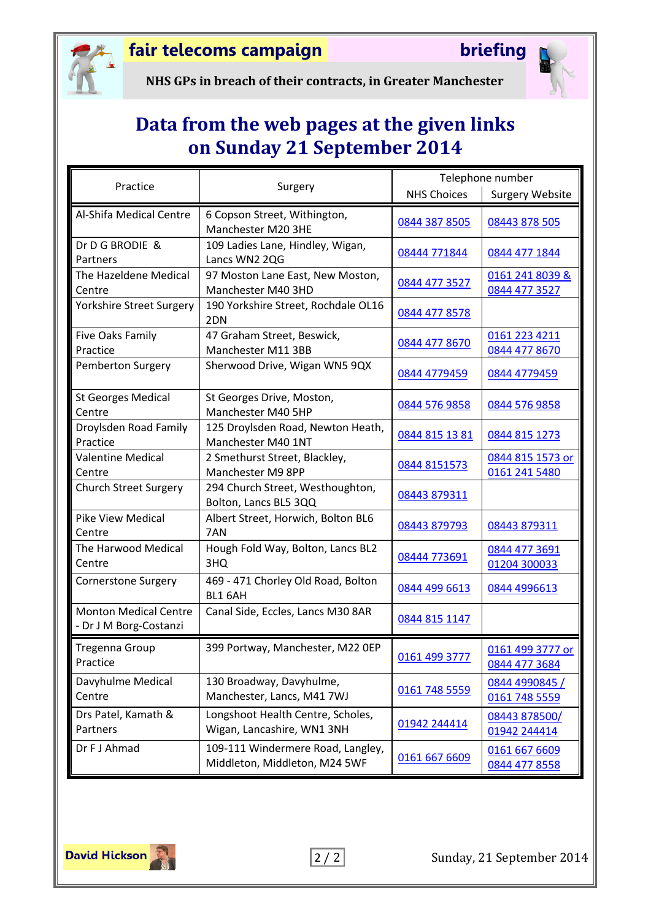fair telecoms campaign — briefing

NHS GPs in breach of their contracts, in Greater Manchester

# Data from the web pages at the given links on Sunday 21 September 2014

| Practice | Surgery | Telephone number | |
|---|---|---|---|
| | | NHS Choices | Surgery Website |
| Al-Shifa Medical Centre | 6 Copson Street, Withington, Manchester M20 3HE | 0844 387 8505 | 08443 878 505 |
| Dr D G BRODIE & Partners | 109 Ladies Lane, Hindley, Wigan, Lancs WN2 2QG | 08444 771844 | 0844 477 1844 |
| The Hazeldene Medical Centre | 97 Moston Lane East, New Moston, Manchester M40 3HD | 0844 477 3527 | 0161 241 8039 & 0844 477 3527 |
| Yorkshire Street Surgery | 190 Yorkshire Street, Rochdale OL16 2DN | 0844 477 8578 | |
| Five Oaks Family Practice | 47 Graham Street, Beswick, Manchester M11 3BB | 0844 477 8670 | 0161 223 4211 0844 477 8670 |
| Pemberton Surgery | Sherwood Drive, Wigan WN5 9QX | 0844 4779459 | 0844 4779459 |
| St Georges Medical Centre | St Georges Drive, Moston, Manchester M40 5HP | 0844 576 9858 | 0844 576 9858 |
| Droylsden Road Family Practice | 125 Droylsden Road, Newton Heath, Manchester M40 1NT | 0844 815 13 81 | 0844 815 1273 |
| Valentine Medical Centre | 2 Smethurst Street, Blackley, Manchester M9 8PP | 0844 8151573 | 0844 815 1573 or 0161 241 5480 |
| Church Street Surgery | 294 Church Street, Westhoughton, Bolton, Lancs BL5 3QQ | 08443 879311 | |
| Pike View Medical Centre | Albert Street, Horwich, Bolton BL6 7AN | 08443 879793 | 08443 879311 |
| The Harwood Medical Centre | Hough Fold Way, Bolton, Lancs BL2 3HQ | 08444 773691 | 0844 477 3691 01204 300033 |
| Cornerstone Surgery | 469 - 471 Chorley Old Road, Bolton BL1 6AH | 0844 499 6613 | 0844 4996613 |
| Monton Medical Centre - Dr J M Borg-Costanzi | Canal Side, Eccles, Lancs M30 8AR | 0844 815 1147 | |
| Tregenna Group Practice | 399 Portway, Manchester, M22 0EP | 0161 499 3777 | 0161 499 3777 or 0844 477 3684 |
| Davyhulme Medical Centre | 130 Broadway, Davyhulme, Manchester, Lancs, M41 7WJ | 0161 748 5559 | 0844 4990845 / 0161 748 5559 |
| Drs Patel, Kamath & Partners | Longshoot Health Centre, Scholes, Wigan, Lancashire, WN1 3NH | 01942 244414 | 08443 878500/ 01942 244414 |
| Dr F J Ahmad | 109-111 Windermere Road, Langley, Middleton, Middleton, M24 5WF | 0161 667 6609 | 0161 667 6609 0844 477 8558 |

David Hickson

Sunday, 21 September 2014